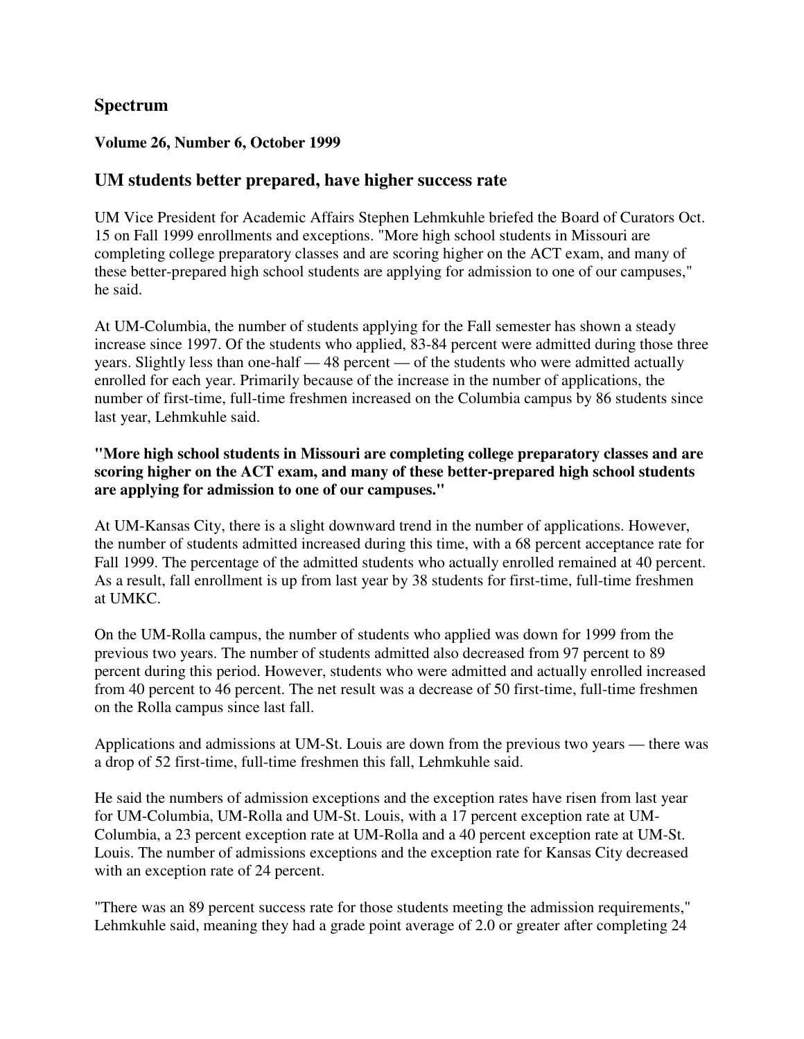## Spectrum

**Volume 26, Number 6, October 1999**

### UM students better prepared, have higher success rate

UM Vice President for Academic Affairs Stephen Lehmkuhle briefed the Board of Curators Oct. 15 on Fall 1999 enrollments and exceptions. "More high school students in Missouri are completing college preparatory classes and are scoring higher on the ACT exam, and many of these better-prepared high school students are applying for admission to one of our campuses," he said.

At UM-Columbia, the number of students applying for the Fall semester has shown a steady increase since 1997. Of the students who applied, 83-84 percent were admitted during those three years. Slightly less than one-half — 48 percent — of the students who were admitted actually enrolled for each year. Primarily because of the increase in the number of applications, the number of first-time, full-time freshmen increased on the Columbia campus by 86 students since last year, Lehmkuhle said.

**"More high school students in Missouri are completing college preparatory classes and are scoring higher on the ACT exam, and many of these better-prepared high school students are applying for admission to one of our campuses."**

At UM-Kansas City, there is a slight downward trend in the number of applications. However, the number of students admitted increased during this time, with a 68 percent acceptance rate for Fall 1999. The percentage of the admitted students who actually enrolled remained at 40 percent. As a result, fall enrollment is up from last year by 38 students for first-time, full-time freshmen at UMKC.

On the UM-Rolla campus, the number of students who applied was down for 1999 from the previous two years. The number of students admitted also decreased from 97 percent to 89 percent during this period. However, students who were admitted and actually enrolled increased from 40 percent to 46 percent. The net result was a decrease of 50 first-time, full-time freshmen on the Rolla campus since last fall.

Applications and admissions at UM-St. Louis are down from the previous two years — there was a drop of 52 first-time, full-time freshmen this fall, Lehmkuhle said.

He said the numbers of admission exceptions and the exception rates have risen from last year for UM-Columbia, UM-Rolla and UM-St. Louis, with a 17 percent exception rate at UM-Columbia, a 23 percent exception rate at UM-Rolla and a 40 percent exception rate at UM-St. Louis. The number of admissions exceptions and the exception rate for Kansas City decreased with an exception rate of 24 percent.

"There was an 89 percent success rate for those students meeting the admission requirements," Lehmkuhle said, meaning they had a grade point average of 2.0 or greater after completing 24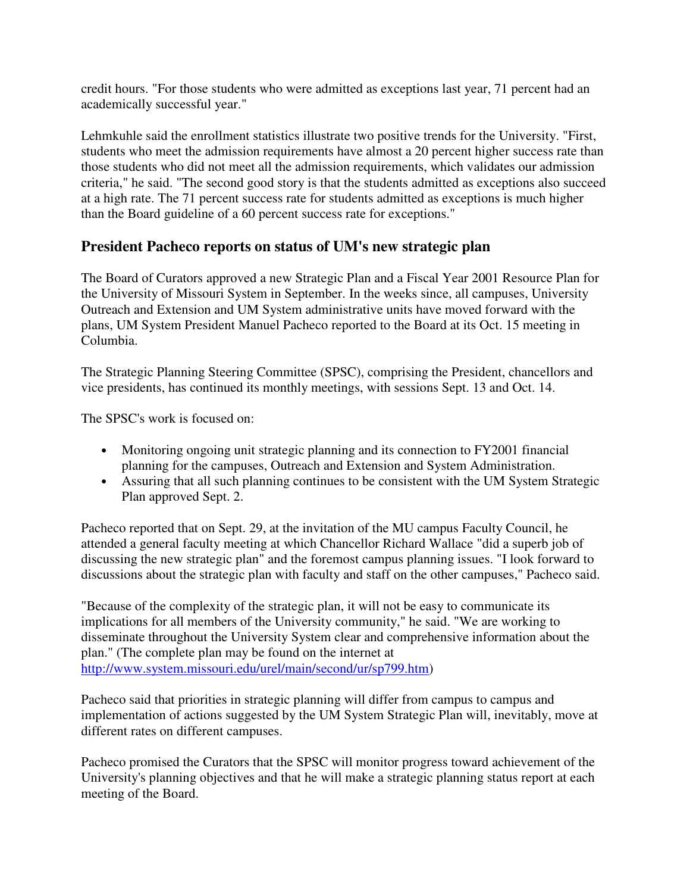credit hours. "For those students who were admitted as exceptions last year, 71 percent had an academically successful year."

Lehmkuhle said the enrollment statistics illustrate two positive trends for the University. "First, students who meet the admission requirements have almost a 20 percent higher success rate than those students who did not meet all the admission requirements, which validates our admission criteria," he said. "The second good story is that the students admitted as exceptions also succeed at a high rate. The 71 percent success rate for students admitted as exceptions is much higher than the Board guideline of a 60 percent success rate for exceptions."

## President Pacheco reports on status of UM's new strategic plan

The Board of Curators approved a new Strategic Plan and a Fiscal Year 2001 Resource Plan for the University of Missouri System in September. In the weeks since, all campuses, University Outreach and Extension and UM System administrative units have moved forward with the plans, UM System President Manuel Pacheco reported to the Board at its Oct. 15 meeting in Columbia.

The Strategic Planning Steering Committee (SPSC), comprising the President, chancellors and vice presidents, has continued its monthly meetings, with sessions Sept. 13 and Oct. 14.

The SPSC's work is focused on:

- Monitoring ongoing unit strategic planning and its connection to FY2001 financial planning for the campuses, Outreach and Extension and System Administration.
- Assuring that all such planning continues to be consistent with the UM System Strategic Plan approved Sept. 2.

Pacheco reported that on Sept. 29, at the invitation of the MU campus Faculty Council, he attended a general faculty meeting at which Chancellor Richard Wallace "did a superb job of discussing the new strategic plan" and the foremost campus planning issues. "I look forward to discussions about the strategic plan with faculty and staff on the other campuses," Pacheco said.

"Because of the complexity of the strategic plan, it will not be easy to communicate its implications for all members of the University community," he said. "We are working to disseminate throughout the University System clear and comprehensive information about the plan." (The complete plan may be found on the internet at http://www.system.missouri.edu/urel/main/second/ur/sp799.htm)

Pacheco said that priorities in strategic planning will differ from campus to campus and implementation of actions suggested by the UM System Strategic Plan will, inevitably, move at different rates on different campuses.

Pacheco promised the Curators that the SPSC will monitor progress toward achievement of the University's planning objectives and that he will make a strategic planning status report at each meeting of the Board.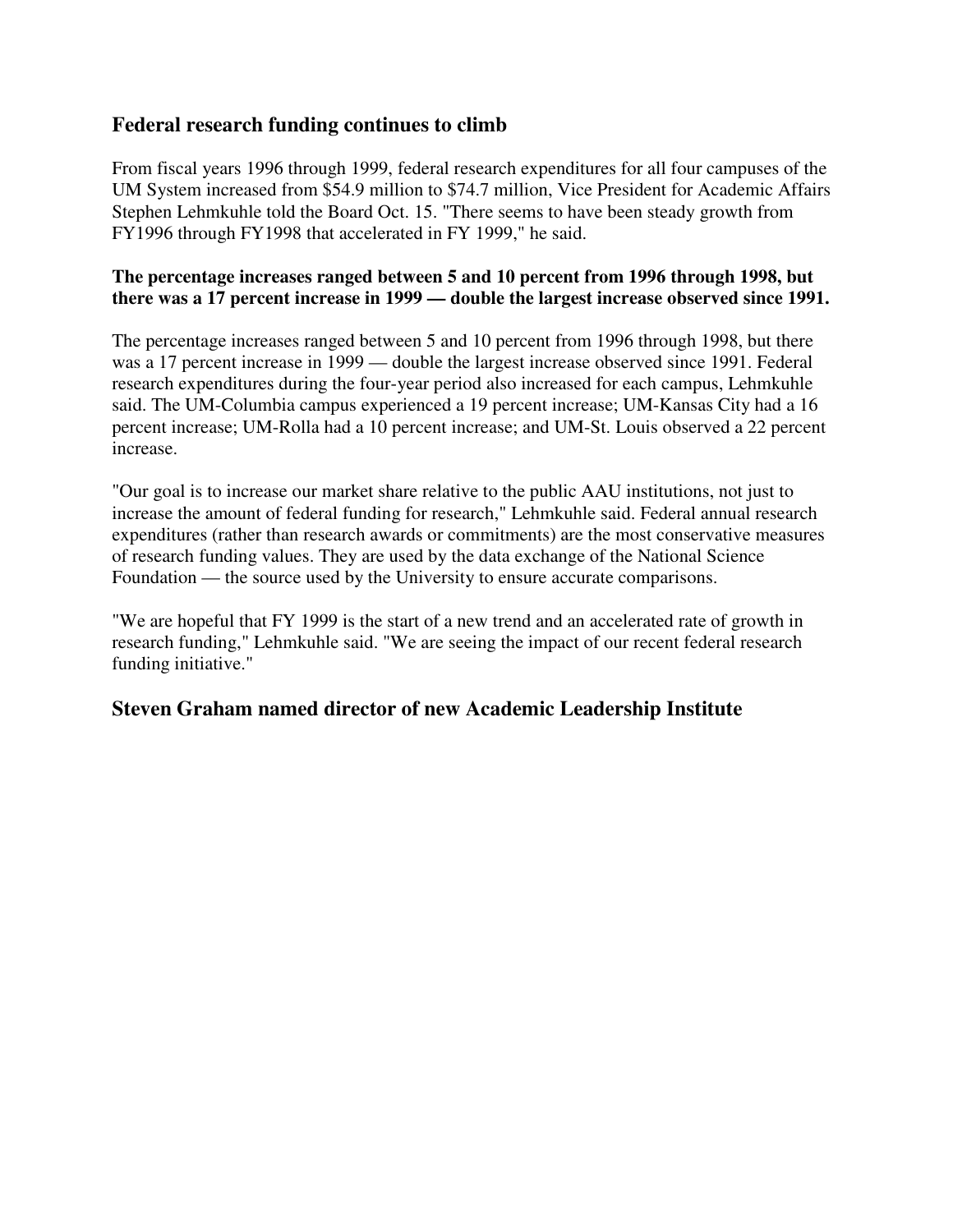## Federal research funding continues to climb

From fiscal years 1996 through 1999, federal research expenditures for all four campuses of the UM System increased from $54.9 million to $74.7 million, Vice President for Academic Affairs Stephen Lehmkuhle told the Board Oct. 15. "There seems to have been steady growth from FY1996 through FY1998 that accelerated in FY 1999," he said.

**The percentage increases ranged between 5 and 10 percent from 1996 through 1998, but there was a 17 percent increase in 1999 — double the largest increase observed since 1991.**

The percentage increases ranged between 5 and 10 percent from 1996 through 1998, but there was a 17 percent increase in 1999 — double the largest increase observed since 1991. Federal research expenditures during the four-year period also increased for each campus, Lehmkuhle said. The UM-Columbia campus experienced a 19 percent increase; UM-Kansas City had a 16 percent increase; UM-Rolla had a 10 percent increase; and UM-St. Louis observed a 22 percent increase.

"Our goal is to increase our market share relative to the public AAU institutions, not just to increase the amount of federal funding for research," Lehmkuhle said. Federal annual research expenditures (rather than research awards or commitments) are the most conservative measures of research funding values. They are used by the data exchange of the National Science Foundation — the source used by the University to ensure accurate comparisons.

"We are hopeful that FY 1999 is the start of a new trend and an accelerated rate of growth in research funding," Lehmkuhle said. "We are seeing the impact of our recent federal research funding initiative."

## Steven Graham named director of new Academic Leadership Institute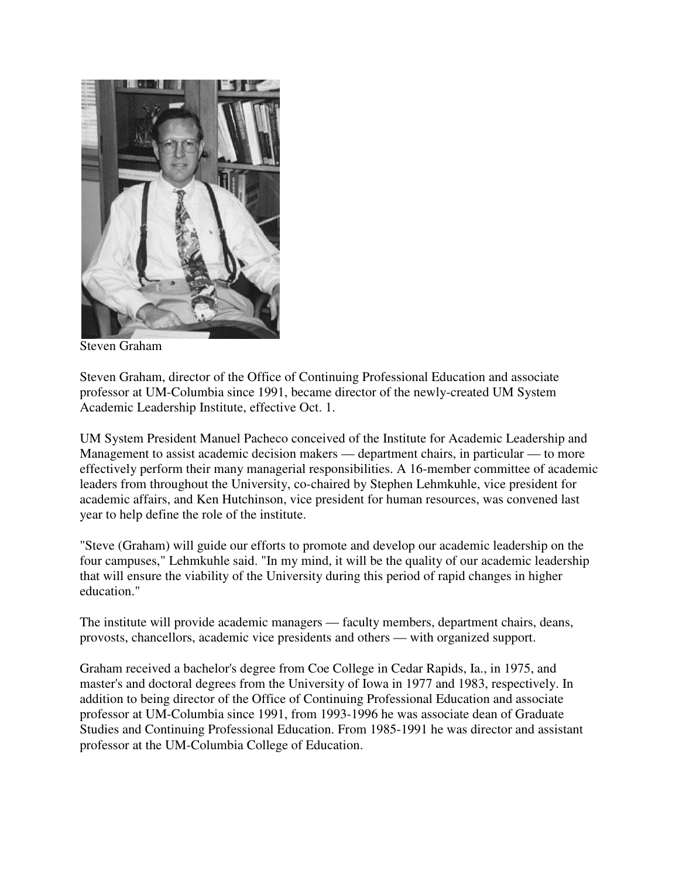Steven Graham

Steven Graham, director of the Office of Continuing Professional Education and associate professor at UM-Columbia since 1991, became director of the newly-created UM System Academic Leadership Institute, effective Oct. 1.

UM System President Manuel Pacheco conceived of the Institute for Academic Leadership and Management to assist academic decision makers — department chairs, in particular — to more effectively perform their many managerial responsibilities. A 16-member committee of academic leaders from throughout the University, co-chaired by Stephen Lehmkuhle, vice president for academic affairs, and Ken Hutchinson, vice president for human resources, was convened last year to help define the role of the institute.

"Steve (Graham) will guide our efforts to promote and develop our academic leadership on the four campuses," Lehmkuhle said. "In my mind, it will be the quality of our academic leadership that will ensure the viability of the University during this period of rapid changes in higher education."

The institute will provide academic managers — faculty members, department chairs, deans, provosts, chancellors, academic vice presidents and others — with organized support.

Graham received a bachelor's degree from Coe College in Cedar Rapids, Ia., in 1975, and master's and doctoral degrees from the University of Iowa in 1977 and 1983, respectively. In addition to being director of the Office of Continuing Professional Education and associate professor at UM-Columbia since 1991, from 1993-1996 he was associate dean of Graduate Studies and Continuing Professional Education. From 1985-1991 he was director and assistant professor at the UM-Columbia College of Education.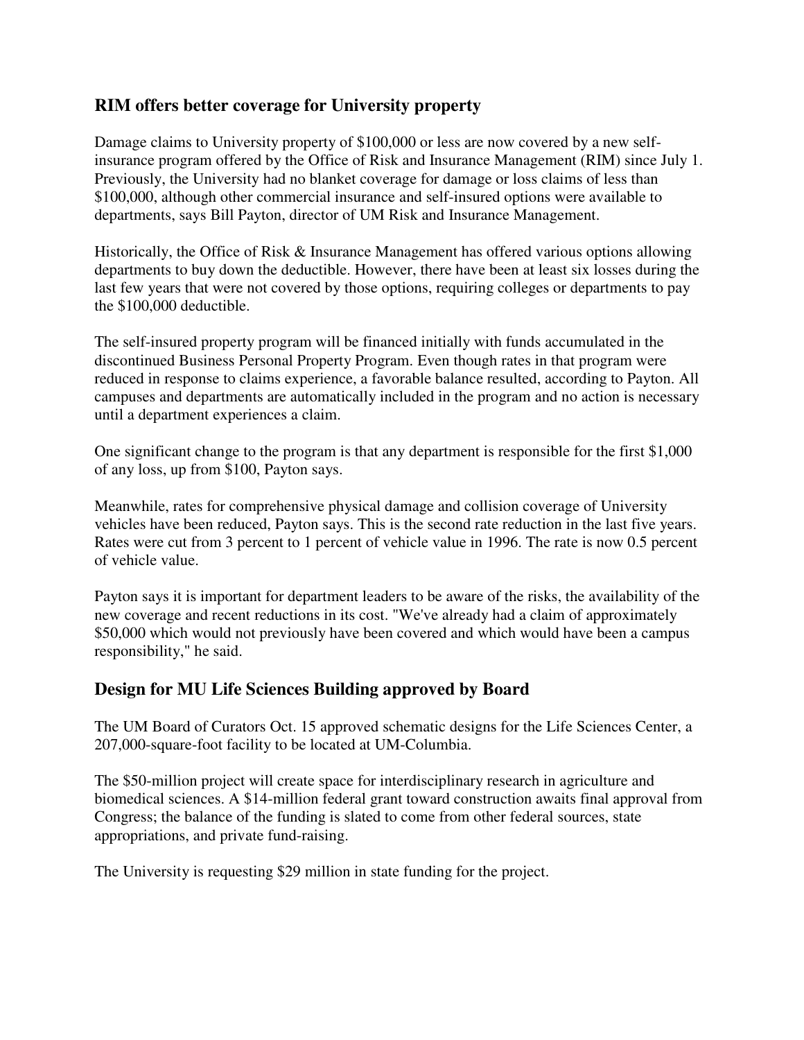## RIM offers better coverage for University property

Damage claims to University property of $100,000 or less are now covered by a new self-insurance program offered by the Office of Risk and Insurance Management (RIM) since July 1. Previously, the University had no blanket coverage for damage or loss claims of less than $100,000, although other commercial insurance and self-insured options were available to departments, says Bill Payton, director of UM Risk and Insurance Management.

Historically, the Office of Risk & Insurance Management has offered various options allowing departments to buy down the deductible. However, there have been at least six losses during the last few years that were not covered by those options, requiring colleges or departments to pay the $100,000 deductible.

The self-insured property program will be financed initially with funds accumulated in the discontinued Business Personal Property Program. Even though rates in that program were reduced in response to claims experience, a favorable balance resulted, according to Payton. All campuses and departments are automatically included in the program and no action is necessary until a department experiences a claim.

One significant change to the program is that any department is responsible for the first $1,000 of any loss, up from $100, Payton says.

Meanwhile, rates for comprehensive physical damage and collision coverage of University vehicles have been reduced, Payton says. This is the second rate reduction in the last five years. Rates were cut from 3 percent to 1 percent of vehicle value in 1996. The rate is now 0.5 percent of vehicle value.

Payton says it is important for department leaders to be aware of the risks, the availability of the new coverage and recent reductions in its cost. "We've already had a claim of approximately $50,000 which would not previously have been covered and which would have been a campus responsibility," he said.

## Design for MU Life Sciences Building approved by Board

The UM Board of Curators Oct. 15 approved schematic designs for the Life Sciences Center, a 207,000-square-foot facility to be located at UM-Columbia.

The $50-million project will create space for interdisciplinary research in agriculture and biomedical sciences. A $14-million federal grant toward construction awaits final approval from Congress; the balance of the funding is slated to come from other federal sources, state appropriations, and private fund-raising.

The University is requesting $29 million in state funding for the project.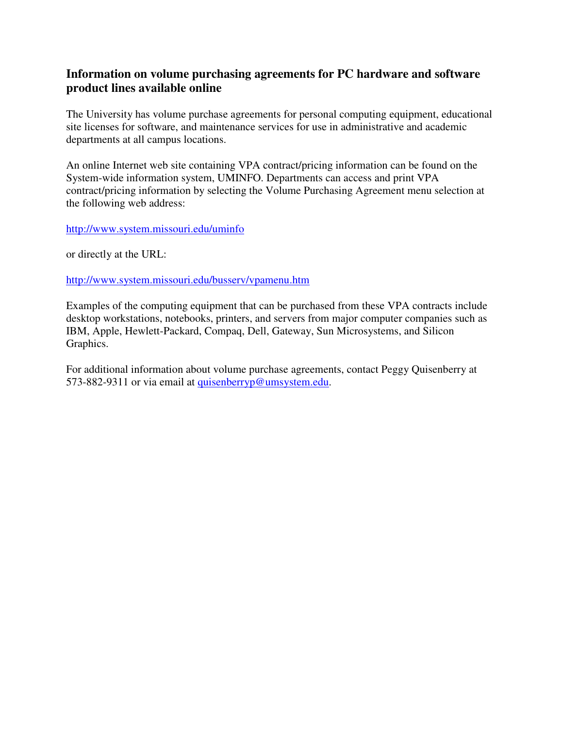## Information on volume purchasing agreements for PC hardware and software product lines available online

The University has volume purchase agreements for personal computing equipment, educational site licenses for software, and maintenance services for use in administrative and academic departments at all campus locations.

An online Internet web site containing VPA contract/pricing information can be found on the System-wide information system, UMINFO. Departments can access and print VPA contract/pricing information by selecting the Volume Purchasing Agreement menu selection at the following web address:

http://www.system.missouri.edu/uminfo

or directly at the URL:

http://www.system.missouri.edu/busserv/vpamenu.htm

Examples of the computing equipment that can be purchased from these VPA contracts include desktop workstations, notebooks, printers, and servers from major computer companies such as IBM, Apple, Hewlett-Packard, Compaq, Dell, Gateway, Sun Microsystems, and Silicon Graphics.

For additional information about volume purchase agreements, contact Peggy Quisenberry at 573-882-9311 or via email at quisenberryp@umsystem.edu.